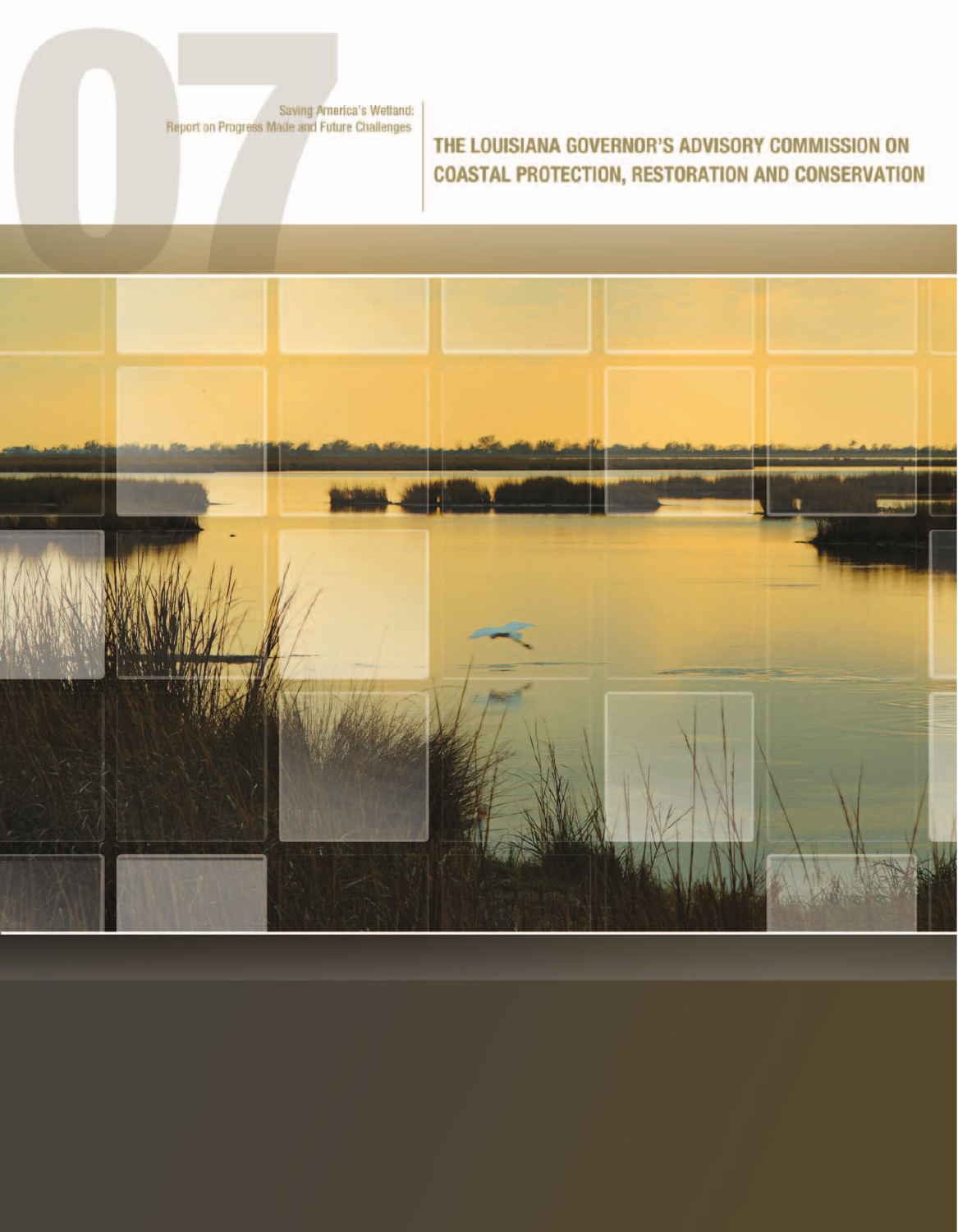07

Saving America's Wetland:
Report on Progress Made and Future Challenges

# THE LOUISIANA GOVERNOR'S ADVISORY COMMISSION ON COASTAL PROTECTION, RESTORATION AND CONSERVATION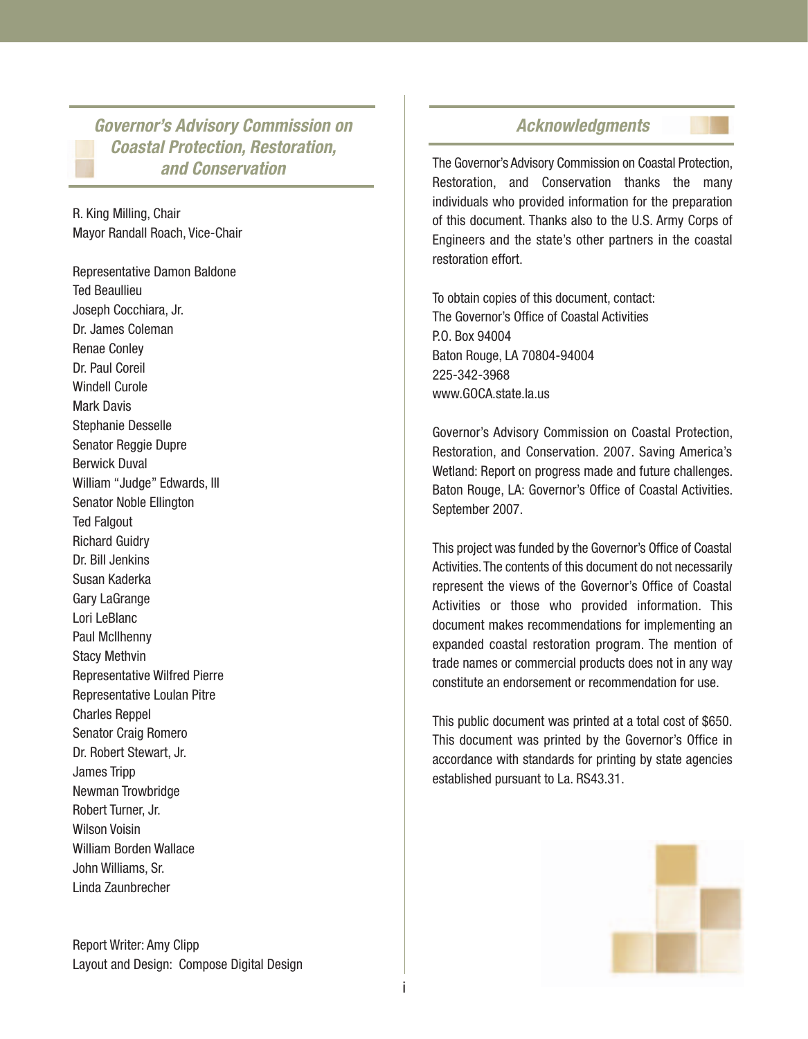## *Governor's Advisory Commission on Coastal Protection, Restoration, and Conservation*

R. King Milling, Chair
Mayor Randall Roach, Vice-Chair

Representative Damon Baldone
Ted Beaullieu
Joseph Cocchiara, Jr.
Dr. James Coleman
Renae Conley
Dr. Paul Coreil
Windell Curole
Mark Davis
Stephanie Desselle
Senator Reggie Dupre
Berwick Duval
William "Judge" Edwards, III
Senator Noble Ellington
Ted Falgout
Richard Guidry
Dr. Bill Jenkins
Susan Kaderka
Gary LaGrange
Lori LeBlanc
Paul McIlhenny
Stacy Methvin
Representative Wilfred Pierre
Representative Loulan Pitre
Charles Reppel
Senator Craig Romero
Dr. Robert Stewart, Jr.
James Tripp
Newman Trowbridge
Robert Turner, Jr.
Wilson Voisin
William Borden Wallace
John Williams, Sr.
Linda Zaunbrecher

Report Writer: Amy Clipp
Layout and Design: Compose Digital Design

## *Acknowledgments*

The Governor's Advisory Commission on Coastal Protection, Restoration, and Conservation thanks the many individuals who provided information for the preparation of this document. Thanks also to the U.S. Army Corps of Engineers and the state's other partners in the coastal restoration effort.

To obtain copies of this document, contact:
The Governor's Office of Coastal Activities
P.O. Box 94004
Baton Rouge, LA 70804-94004
225-342-3968
www.GOCA.state.la.us

Governor's Advisory Commission on Coastal Protection, Restoration, and Conservation. 2007. Saving America's Wetland: Report on progress made and future challenges. Baton Rouge, LA: Governor's Office of Coastal Activities. September 2007.

This project was funded by the Governor's Office of Coastal Activities. The contents of this document do not necessarily represent the views of the Governor's Office of Coastal Activities or those who provided information. This document makes recommendations for implementing an expanded coastal restoration program. The mention of trade names or commercial products does not in any way constitute an endorsement or recommendation for use.

This public document was printed at a total cost of $650. This document was printed by the Governor's Office in accordance with standards for printing by state agencies established pursuant to La. RS43.31.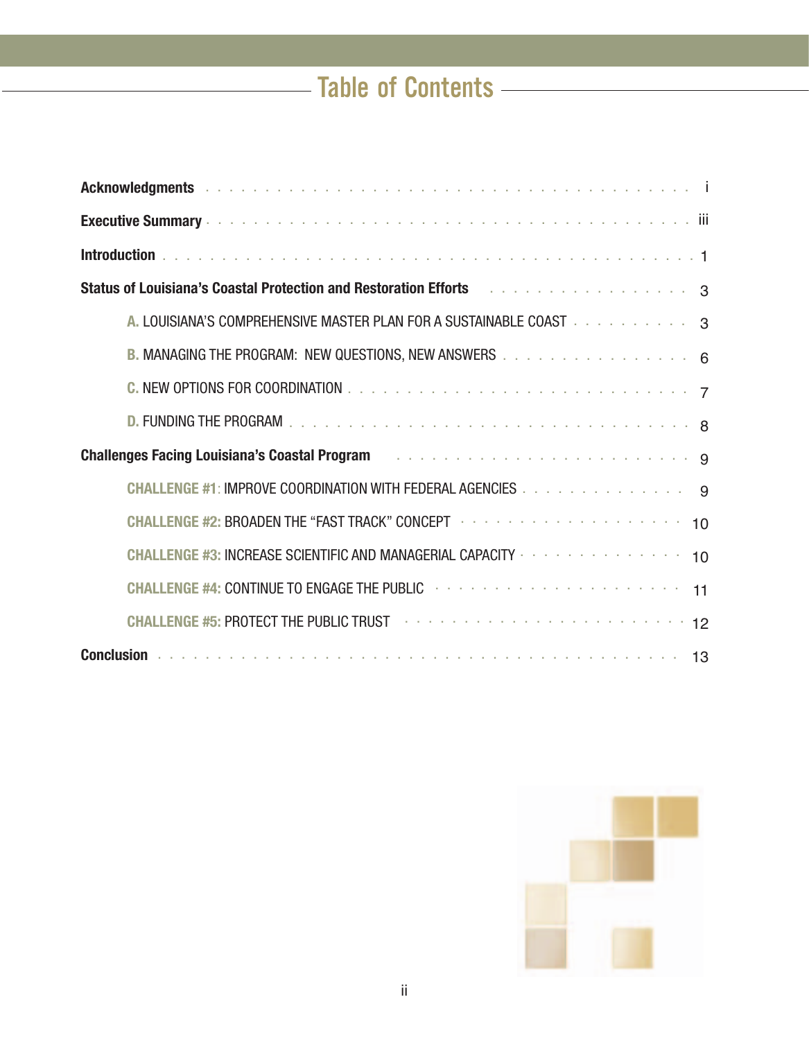# Table of Contents

| | |
|---|---|
| **Acknowledgments** | i |
| **Executive Summary** | iii |
| **Introduction** | 1 |
| **Status of Louisiana's Coastal Protection and Restoration Efforts** | 3 |
| A. LOUISIANA'S COMPREHENSIVE MASTER PLAN FOR A SUSTAINABLE COAST | 3 |
| B. MANAGING THE PROGRAM: NEW QUESTIONS, NEW ANSWERS | 6 |
| C. NEW OPTIONS FOR COORDINATION | 7 |
| D. FUNDING THE PROGRAM | 8 |
| **Challenges Facing Louisiana's Coastal Program** | 9 |
| CHALLENGE #1: IMPROVE COORDINATION WITH FEDERAL AGENCIES | 9 |
| CHALLENGE #2: BROADEN THE "FAST TRACK" CONCEPT | 10 |
| CHALLENGE #3: INCREASE SCIENTIFIC AND MANAGERIAL CAPACITY | 10 |
| CHALLENGE #4: CONTINUE TO ENGAGE THE PUBLIC | 11 |
| CHALLENGE #5: PROTECT THE PUBLIC TRUST | 12 |
| **Conclusion** | 13 |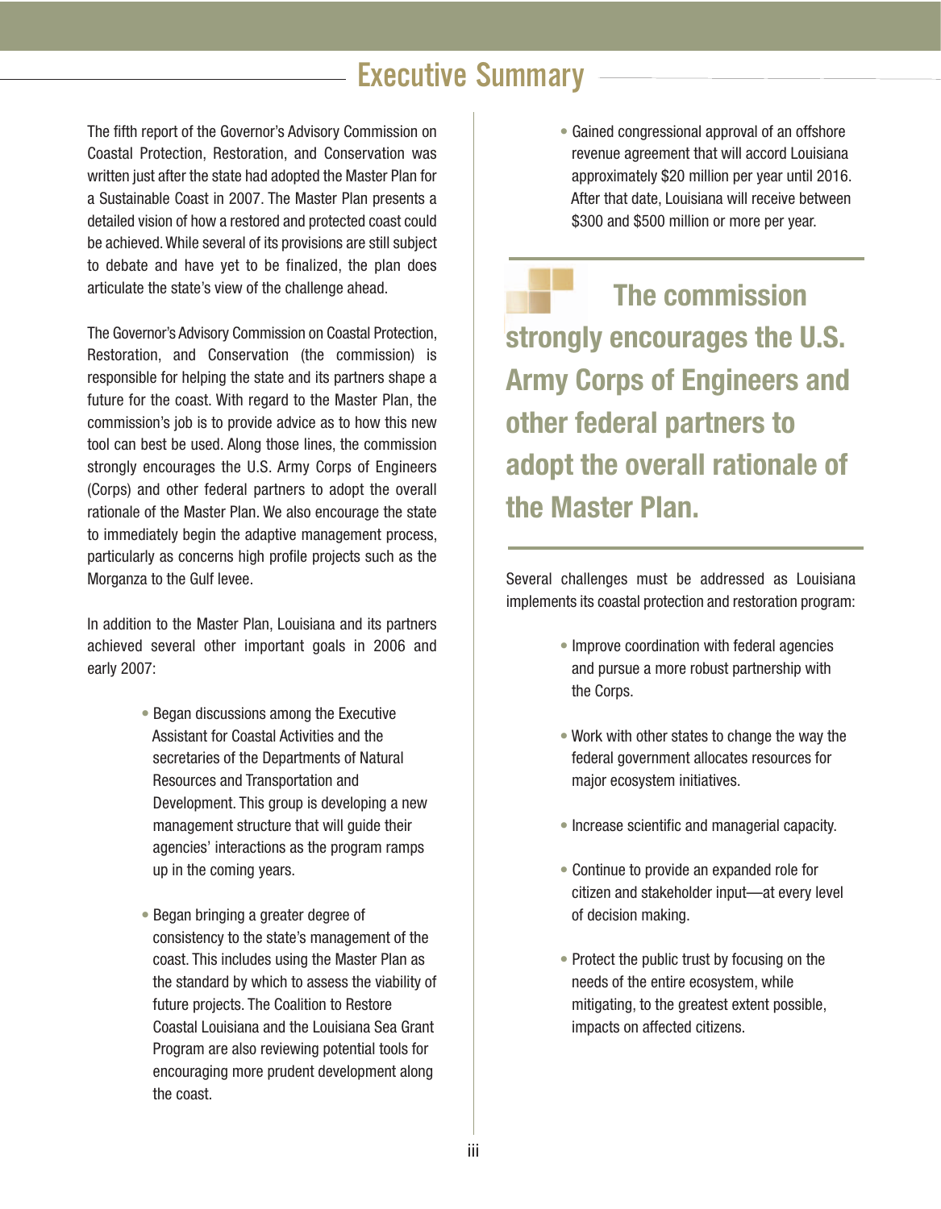# Executive Summary

The fifth report of the Governor's Advisory Commission on Coastal Protection, Restoration, and Conservation was written just after the state had adopted the Master Plan for a Sustainable Coast in 2007. The Master Plan presents a detailed vision of how a restored and protected coast could be achieved. While several of its provisions are still subject to debate and have yet to be finalized, the plan does articulate the state's view of the challenge ahead.

The Governor's Advisory Commission on Coastal Protection, Restoration, and Conservation (the commission) is responsible for helping the state and its partners shape a future for the coast. With regard to the Master Plan, the commission's job is to provide advice as to how this new tool can best be used. Along those lines, the commission strongly encourages the U.S. Army Corps of Engineers (Corps) and other federal partners to adopt the overall rationale of the Master Plan. We also encourage the state to immediately begin the adaptive management process, particularly as concerns high profile projects such as the Morganza to the Gulf levee.

In addition to the Master Plan, Louisiana and its partners achieved several other important goals in 2006 and early 2007:

- Began discussions among the Executive Assistant for Coastal Activities and the secretaries of the Departments of Natural Resources and Transportation and Development. This group is developing a new management structure that will guide their agencies' interactions as the program ramps up in the coming years.
- Began bringing a greater degree of consistency to the state's management of the coast. This includes using the Master Plan as the standard by which to assess the viability of future projects. The Coalition to Restore Coastal Louisiana and the Louisiana Sea Grant Program are also reviewing potential tools for encouraging more prudent development along the coast.
- Gained congressional approval of an offshore revenue agreement that will accord Louisiana approximately $20 million per year until 2016. After that date, Louisiana will receive between $300 and $500 million or more per year.

**The commission strongly encourages the U.S. Army Corps of Engineers and other federal partners to adopt the overall rationale of the Master Plan.**

Several challenges must be addressed as Louisiana implements its coastal protection and restoration program:

- Improve coordination with federal agencies and pursue a more robust partnership with the Corps.
- Work with other states to change the way the federal government allocates resources for major ecosystem initiatives.
- Increase scientific and managerial capacity.
- Continue to provide an expanded role for citizen and stakeholder input—at every level of decision making.
- Protect the public trust by focusing on the needs of the entire ecosystem, while mitigating, to the greatest extent possible, impacts on affected citizens.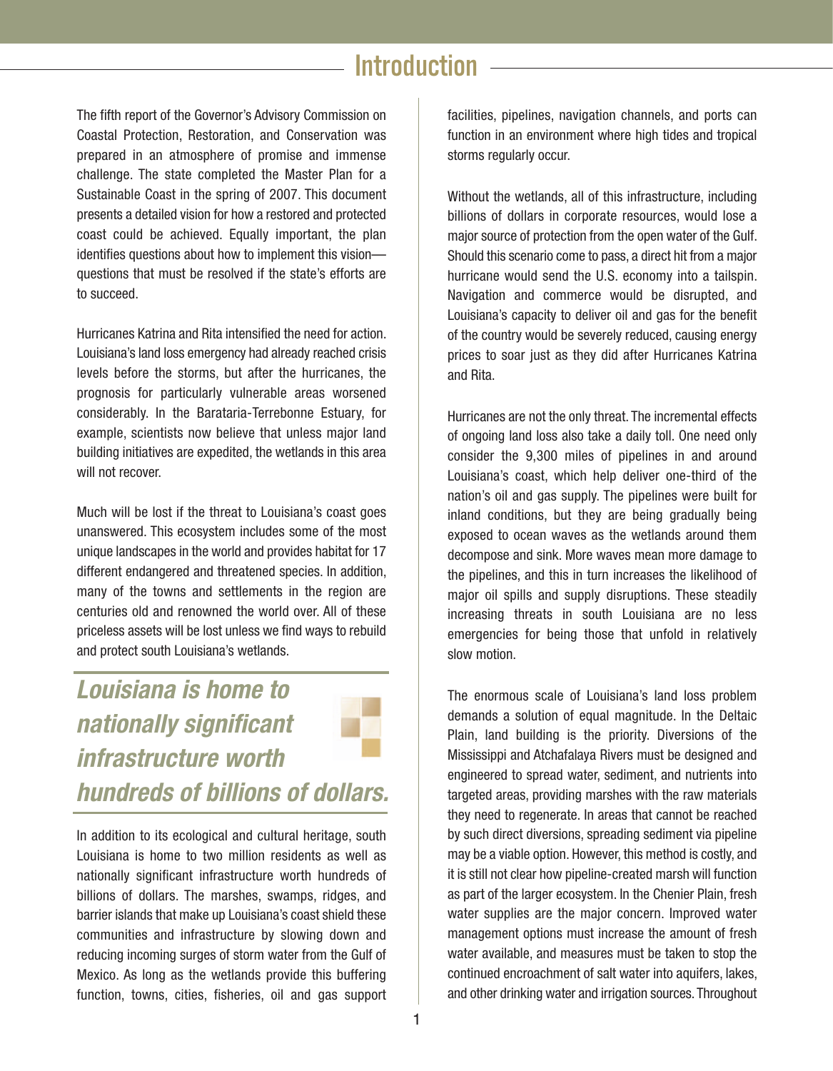# Introduction

The fifth report of the Governor's Advisory Commission on Coastal Protection, Restoration, and Conservation was prepared in an atmosphere of promise and immense challenge. The state completed the Master Plan for a Sustainable Coast in the spring of 2007. This document presents a detailed vision for how a restored and protected coast could be achieved. Equally important, the plan identifies questions about how to implement this vision—questions that must be resolved if the state's efforts are to succeed.

Hurricanes Katrina and Rita intensified the need for action. Louisiana's land loss emergency had already reached crisis levels before the storms, but after the hurricanes, the prognosis for particularly vulnerable areas worsened considerably. In the Barataria-Terrebonne Estuary, for example, scientists now believe that unless major land building initiatives are expedited, the wetlands in this area will not recover.

Much will be lost if the threat to Louisiana's coast goes unanswered. This ecosystem includes some of the most unique landscapes in the world and provides habitat for 17 different endangered and threatened species. In addition, many of the towns and settlements in the region are centuries old and renowned the world over. All of these priceless assets will be lost unless we find ways to rebuild and protect south Louisiana's wetlands.

***Louisiana is home to nationally significant infrastructure worth hundreds of billions of dollars.***

In addition to its ecological and cultural heritage, south Louisiana is home to two million residents as well as nationally significant infrastructure worth hundreds of billions of dollars. The marshes, swamps, ridges, and barrier islands that make up Louisiana's coast shield these communities and infrastructure by slowing down and reducing incoming surges of storm water from the Gulf of Mexico. As long as the wetlands provide this buffering function, towns, cities, fisheries, oil and gas support facilities, pipelines, navigation channels, and ports can function in an environment where high tides and tropical storms regularly occur.

Without the wetlands, all of this infrastructure, including billions of dollars in corporate resources, would lose a major source of protection from the open water of the Gulf. Should this scenario come to pass, a direct hit from a major hurricane would send the U.S. economy into a tailspin. Navigation and commerce would be disrupted, and Louisiana's capacity to deliver oil and gas for the benefit of the country would be severely reduced, causing energy prices to soar just as they did after Hurricanes Katrina and Rita.

Hurricanes are not the only threat. The incremental effects of ongoing land loss also take a daily toll. One need only consider the 9,300 miles of pipelines in and around Louisiana's coast, which help deliver one-third of the nation's oil and gas supply. The pipelines were built for inland conditions, but they are being gradually being exposed to ocean waves as the wetlands around them decompose and sink. More waves mean more damage to the pipelines, and this in turn increases the likelihood of major oil spills and supply disruptions. These steadily increasing threats in south Louisiana are no less emergencies for being those that unfold in relatively slow motion.

The enormous scale of Louisiana's land loss problem demands a solution of equal magnitude. In the Deltaic Plain, land building is the priority. Diversions of the Mississippi and Atchafalaya Rivers must be designed and engineered to spread water, sediment, and nutrients into targeted areas, providing marshes with the raw materials they need to regenerate. In areas that cannot be reached by such direct diversions, spreading sediment via pipeline may be a viable option. However, this method is costly, and it is still not clear how pipeline-created marsh will function as part of the larger ecosystem. In the Chenier Plain, fresh water supplies are the major concern. Improved water management options must increase the amount of fresh water available, and measures must be taken to stop the continued encroachment of salt water into aquifers, lakes, and other drinking water and irrigation sources. Throughout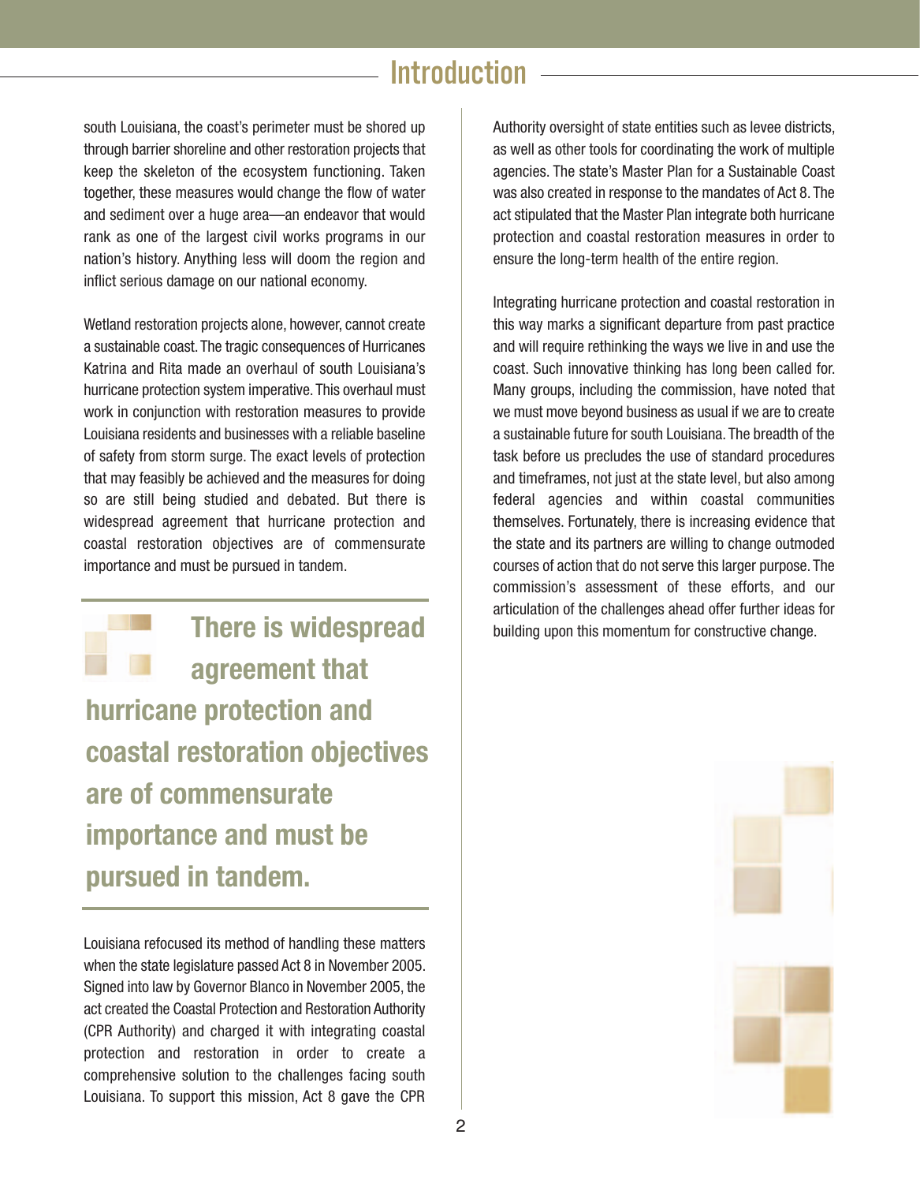## Introduction

south Louisiana, the coast's perimeter must be shored up through barrier shoreline and other restoration projects that keep the skeleton of the ecosystem functioning. Taken together, these measures would change the flow of water and sediment over a huge area—an endeavor that would rank as one of the largest civil works programs in our nation's history. Anything less will doom the region and inflict serious damage on our national economy.

Wetland restoration projects alone, however, cannot create a sustainable coast. The tragic consequences of Hurricanes Katrina and Rita made an overhaul of south Louisiana's hurricane protection system imperative. This overhaul must work in conjunction with restoration measures to provide Louisiana residents and businesses with a reliable baseline of safety from storm surge. The exact levels of protection that may feasibly be achieved and the measures for doing so are still being studied and debated. But there is widespread agreement that hurricane protection and coastal restoration objectives are of commensurate importance and must be pursued in tandem.

**There is widespread agreement that hurricane protection and coastal restoration objectives are of commensurate importance and must be pursued in tandem.**

Louisiana refocused its method of handling these matters when the state legislature passed Act 8 in November 2005. Signed into law by Governor Blanco in November 2005, the act created the Coastal Protection and Restoration Authority (CPR Authority) and charged it with integrating coastal protection and restoration in order to create a comprehensive solution to the challenges facing south Louisiana. To support this mission, Act 8 gave the CPR Authority oversight of state entities such as levee districts, as well as other tools for coordinating the work of multiple agencies. The state's Master Plan for a Sustainable Coast was also created in response to the mandates of Act 8. The act stipulated that the Master Plan integrate both hurricane protection and coastal restoration measures in order to ensure the long-term health of the entire region.

Integrating hurricane protection and coastal restoration in this way marks a significant departure from past practice and will require rethinking the ways we live in and use the coast. Such innovative thinking has long been called for. Many groups, including the commission, have noted that we must move beyond business as usual if we are to create a sustainable future for south Louisiana. The breadth of the task before us precludes the use of standard procedures and timeframes, not just at the state level, but also among federal agencies and within coastal communities themselves. Fortunately, there is increasing evidence that the state and its partners are willing to change outmoded courses of action that do not serve this larger purpose. The commission's assessment of these efforts, and our articulation of the challenges ahead offer further ideas for building upon this momentum for constructive change.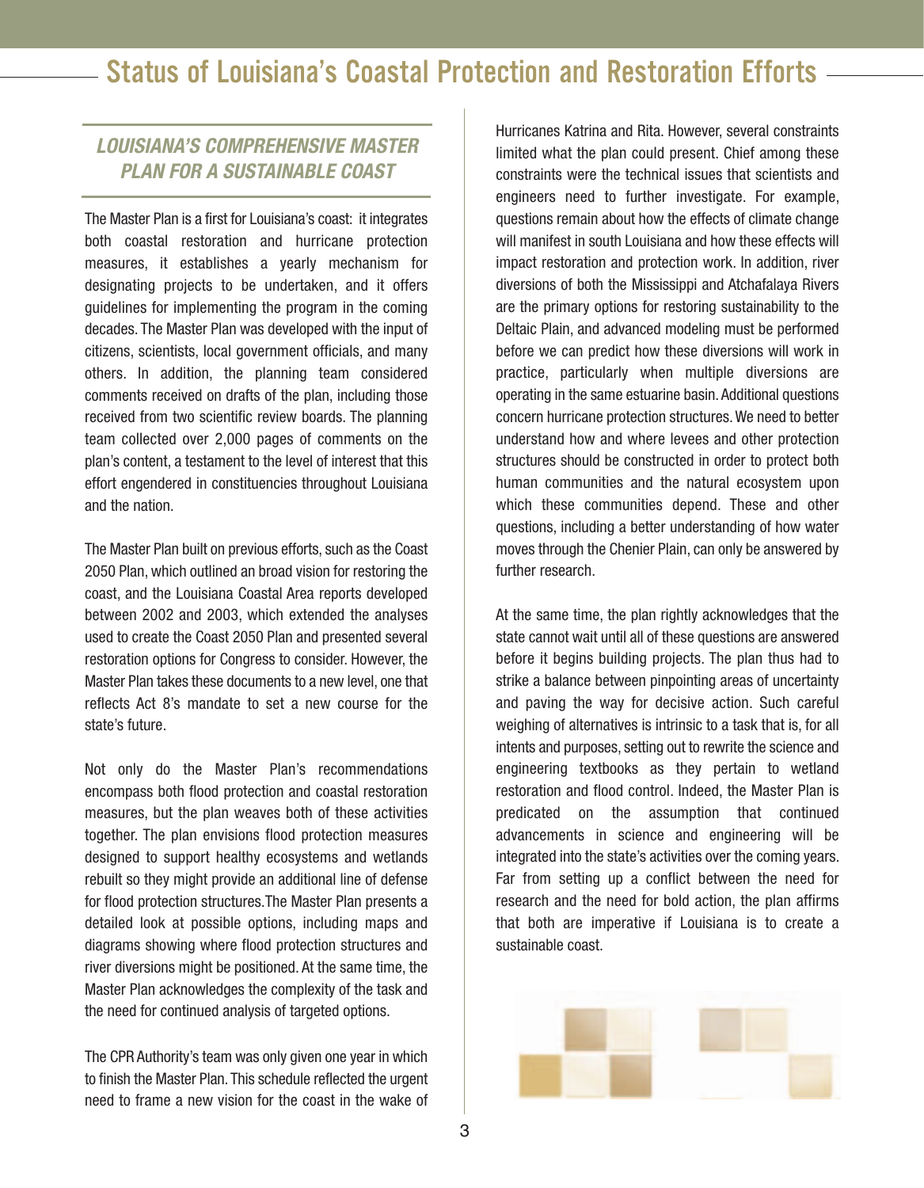# Status of Louisiana's Coastal Protection and Restoration Efforts

## *LOUISIANA'S COMPREHENSIVE MASTER PLAN FOR A SUSTAINABLE COAST*

The Master Plan is a first for Louisiana's coast: it integrates both coastal restoration and hurricane protection measures, it establishes a yearly mechanism for designating projects to be undertaken, and it offers guidelines for implementing the program in the coming decades. The Master Plan was developed with the input of citizens, scientists, local government officials, and many others. In addition, the planning team considered comments received on drafts of the plan, including those received from two scientific review boards. The planning team collected over 2,000 pages of comments on the plan's content, a testament to the level of interest that this effort engendered in constituencies throughout Louisiana and the nation.

The Master Plan built on previous efforts, such as the Coast 2050 Plan, which outlined an broad vision for restoring the coast, and the Louisiana Coastal Area reports developed between 2002 and 2003, which extended the analyses used to create the Coast 2050 Plan and presented several restoration options for Congress to consider. However, the Master Plan takes these documents to a new level, one that reflects Act 8's mandate to set a new course for the state's future.

Not only do the Master Plan's recommendations encompass both flood protection and coastal restoration measures, but the plan weaves both of these activities together. The plan envisions flood protection measures designed to support healthy ecosystems and wetlands rebuilt so they might provide an additional line of defense for flood protection structures. The Master Plan presents a detailed look at possible options, including maps and diagrams showing where flood protection structures and river diversions might be positioned. At the same time, the Master Plan acknowledges the complexity of the task and the need for continued analysis of targeted options.

The CPR Authority's team was only given one year in which to finish the Master Plan. This schedule reflected the urgent need to frame a new vision for the coast in the wake of Hurricanes Katrina and Rita. However, several constraints limited what the plan could present. Chief among these constraints were the technical issues that scientists and engineers need to further investigate. For example, questions remain about how the effects of climate change will manifest in south Louisiana and how these effects will impact restoration and protection work. In addition, river diversions of both the Mississippi and Atchafalaya Rivers are the primary options for restoring sustainability to the Deltaic Plain, and advanced modeling must be performed before we can predict how these diversions will work in practice, particularly when multiple diversions are operating in the same estuarine basin. Additional questions concern hurricane protection structures. We need to better understand how and where levees and other protection structures should be constructed in order to protect both human communities and the natural ecosystem upon which these communities depend. These and other questions, including a better understanding of how water moves through the Chenier Plain, can only be answered by further research.

At the same time, the plan rightly acknowledges that the state cannot wait until all of these questions are answered before it begins building projects. The plan thus had to strike a balance between pinpointing areas of uncertainty and paving the way for decisive action. Such careful weighing of alternatives is intrinsic to a task that is, for all intents and purposes, setting out to rewrite the science and engineering textbooks as they pertain to wetland restoration and flood control. Indeed, the Master Plan is predicated on the assumption that continued advancements in science and engineering will be integrated into the state's activities over the coming years. Far from setting up a conflict between the need for research and the need for bold action, the plan affirms that both are imperative if Louisiana is to create a sustainable coast.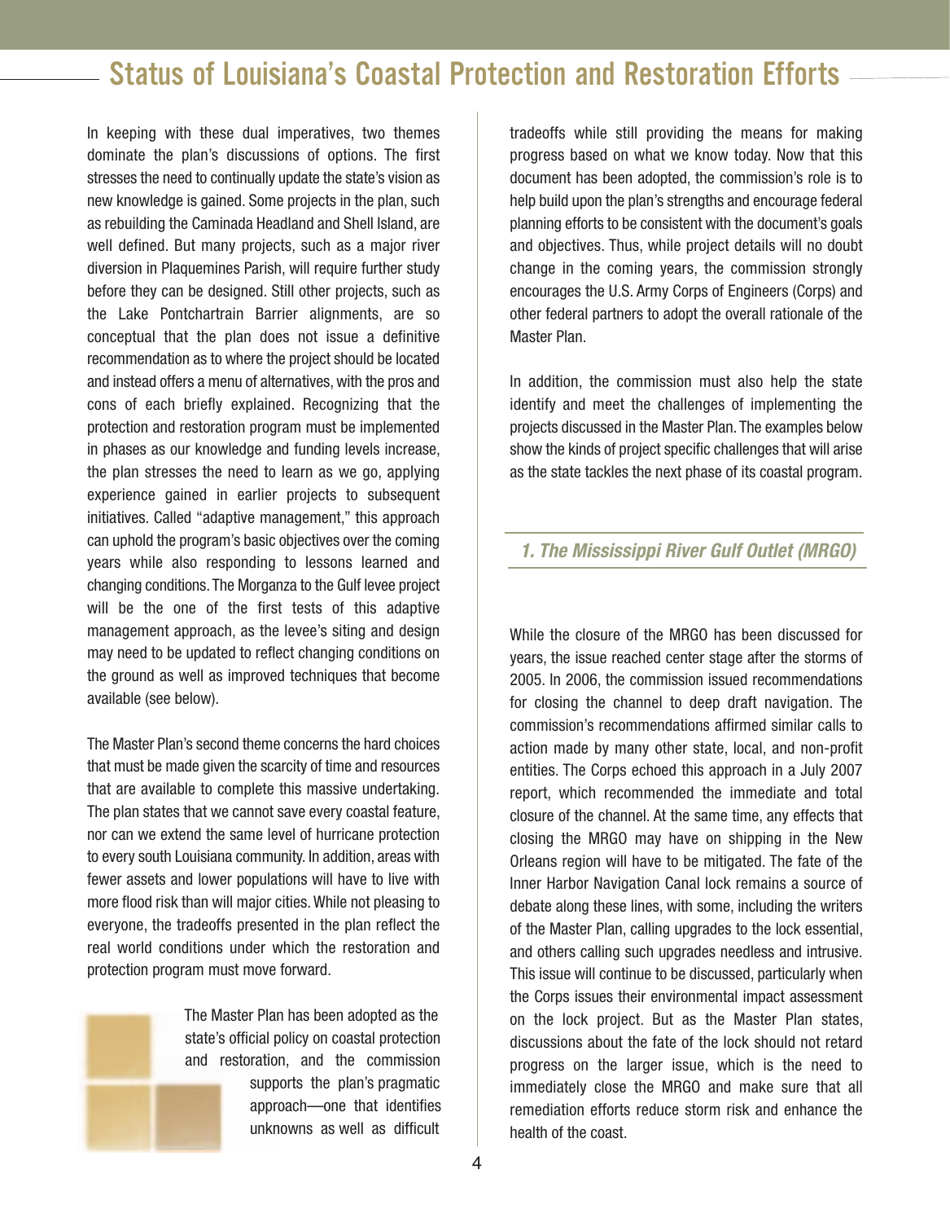In keeping with these dual imperatives, two themes dominate the plan's discussions of options. The first stresses the need to continually update the state's vision as new knowledge is gained. Some projects in the plan, such as rebuilding the Caminada Headland and Shell Island, are well defined. But many projects, such as a major river diversion in Plaquemines Parish, will require further study before they can be designed. Still other projects, such as the Lake Pontchartrain Barrier alignments, are so conceptual that the plan does not issue a definitive recommendation as to where the project should be located and instead offers a menu of alternatives, with the pros and cons of each briefly explained. Recognizing that the protection and restoration program must be implemented in phases as our knowledge and funding levels increase, the plan stresses the need to learn as we go, applying experience gained in earlier projects to subsequent initiatives. Called "adaptive management," this approach can uphold the program's basic objectives over the coming years while also responding to lessons learned and changing conditions. The Morganza to the Gulf levee project will be the one of the first tests of this adaptive management approach, as the levee's siting and design may need to be updated to reflect changing conditions on the ground as well as improved techniques that become available (see below).

The Master Plan's second theme concerns the hard choices that must be made given the scarcity of time and resources that are available to complete this massive undertaking. The plan states that we cannot save every coastal feature, nor can we extend the same level of hurricane protection to every south Louisiana community. In addition, areas with fewer assets and lower populations will have to live with more flood risk than will major cities. While not pleasing to everyone, the tradeoffs presented in the plan reflect the real world conditions under which the restoration and protection program must move forward.

The Master Plan has been adopted as the state's official policy on coastal protection and restoration, and the commission supports the plan's pragmatic approach—one that identifies unknowns as well as difficult tradeoffs while still providing the means for making progress based on what we know today. Now that this document has been adopted, the commission's role is to help build upon the plan's strengths and encourage federal planning efforts to be consistent with the document's goals and objectives. Thus, while project details will no doubt change in the coming years, the commission strongly encourages the U.S. Army Corps of Engineers (Corps) and other federal partners to adopt the overall rationale of the Master Plan.

In addition, the commission must also help the state identify and meet the challenges of implementing the projects discussed in the Master Plan. The examples below show the kinds of project specific challenges that will arise as the state tackles the next phase of its coastal program.

### *1. The Mississippi River Gulf Outlet (MRGO)*

While the closure of the MRGO has been discussed for years, the issue reached center stage after the storms of 2005. In 2006, the commission issued recommendations for closing the channel to deep draft navigation. The commission's recommendations affirmed similar calls to action made by many other state, local, and non-profit entities. The Corps echoed this approach in a July 2007 report, which recommended the immediate and total closure of the channel. At the same time, any effects that closing the MRGO may have on shipping in the New Orleans region will have to be mitigated. The fate of the Inner Harbor Navigation Canal lock remains a source of debate along these lines, with some, including the writers of the Master Plan, calling upgrades to the lock essential, and others calling such upgrades needless and intrusive. This issue will continue to be discussed, particularly when the Corps issues their environmental impact assessment on the lock project. But as the Master Plan states, discussions about the fate of the lock should not retard progress on the larger issue, which is the need to immediately close the MRGO and make sure that all remediation efforts reduce storm risk and enhance the health of the coast.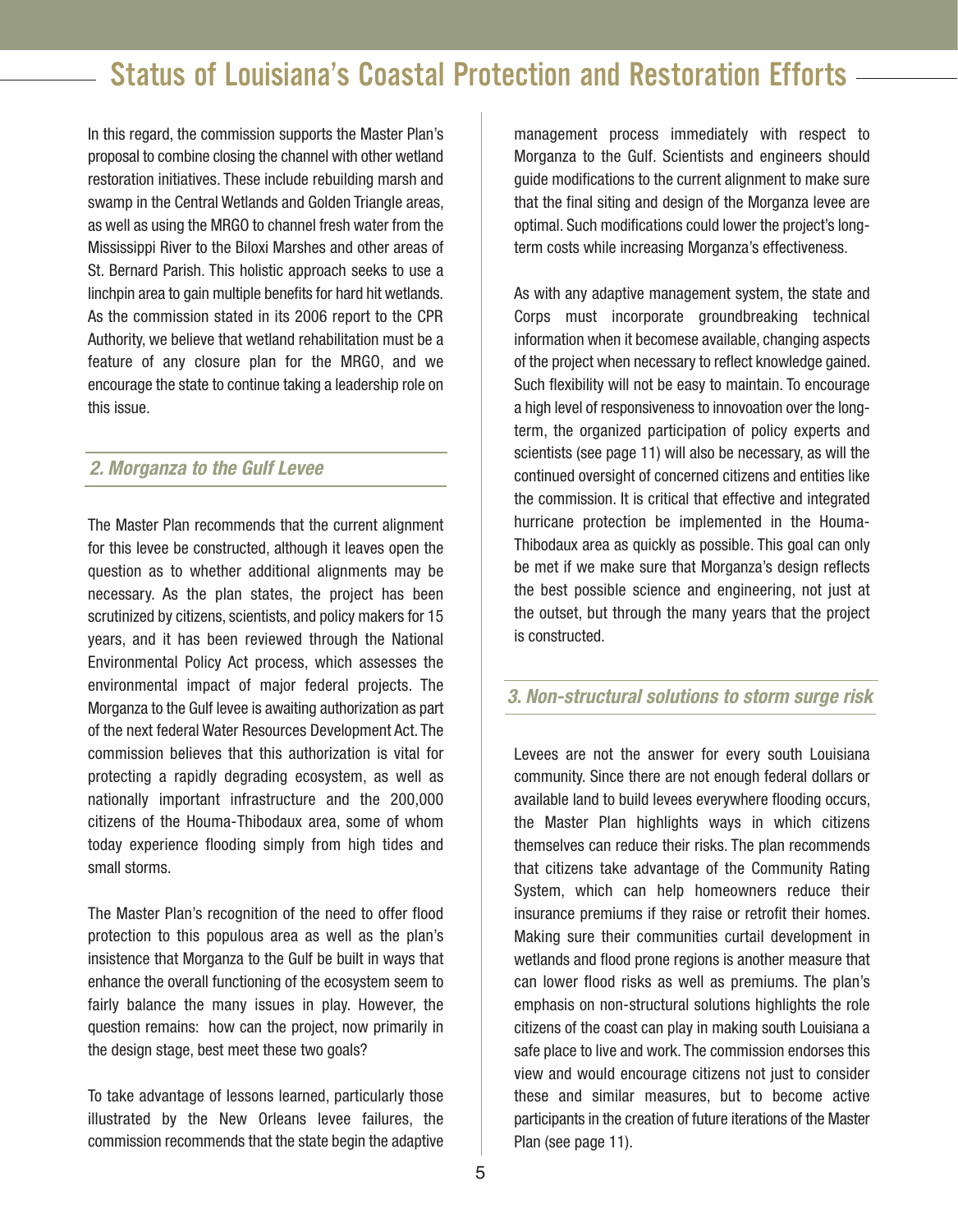# Status of Louisiana's Coastal Protection and Restoration Efforts

In this regard, the commission supports the Master Plan's proposal to combine closing the channel with other wetland restoration initiatives. These include rebuilding marsh and swamp in the Central Wetlands and Golden Triangle areas, as well as using the MRGO to channel fresh water from the Mississippi River to the Biloxi Marshes and other areas of St. Bernard Parish. This holistic approach seeks to use a linchpin area to gain multiple benefits for hard hit wetlands. As the commission stated in its 2006 report to the CPR Authority, we believe that wetland rehabilitation must be a feature of any closure plan for the MRGO, and we encourage the state to continue taking a leadership role on this issue.

### *2. Morganza to the Gulf Levee*

The Master Plan recommends that the current alignment for this levee be constructed, although it leaves open the question as to whether additional alignments may be necessary. As the plan states, the project has been scrutinized by citizens, scientists, and policy makers for 15 years, and it has been reviewed through the National Environmental Policy Act process, which assesses the environmental impact of major federal projects. The Morganza to the Gulf levee is awaiting authorization as part of the next federal Water Resources Development Act. The commission believes that this authorization is vital for protecting a rapidly degrading ecosystem, as well as nationally important infrastructure and the 200,000 citizens of the Houma-Thibodaux area, some of whom today experience flooding simply from high tides and small storms.

The Master Plan's recognition of the need to offer flood protection to this populous area as well as the plan's insistence that Morganza to the Gulf be built in ways that enhance the overall functioning of the ecosystem seem to fairly balance the many issues in play. However, the question remains: how can the project, now primarily in the design stage, best meet these two goals?

To take advantage of lessons learned, particularly those illustrated by the New Orleans levee failures, the commission recommends that the state begin the adaptive management process immediately with respect to Morganza to the Gulf. Scientists and engineers should guide modifications to the current alignment to make sure that the final siting and design of the Morganza levee are optimal. Such modifications could lower the project's long-term costs while increasing Morganza's effectiveness.

As with any adaptive management system, the state and Corps must incorporate groundbreaking technical information when it becomese available, changing aspects of the project when necessary to reflect knowledge gained. Such flexibility will not be easy to maintain. To encourage a high level of responsiveness to innovoation over the long-term, the organized participation of policy experts and scientists (see page 11) will also be necessary, as will the continued oversight of concerned citizens and entities like the commission. It is critical that effective and integrated hurricane protection be implemented in the Houma-Thibodaux area as quickly as possible. This goal can only be met if we make sure that Morganza's design reflects the best possible science and engineering, not just at the outset, but through the many years that the project is constructed.

### *3. Non-structural solutions to storm surge risk*

Levees are not the answer for every south Louisiana community. Since there are not enough federal dollars or available land to build levees everywhere flooding occurs, the Master Plan highlights ways in which citizens themselves can reduce their risks. The plan recommends that citizens take advantage of the Community Rating System, which can help homeowners reduce their insurance premiums if they raise or retrofit their homes. Making sure their communities curtail development in wetlands and flood prone regions is another measure that can lower flood risks as well as premiums. The plan's emphasis on non-structural solutions highlights the role citizens of the coast can play in making south Louisiana a safe place to live and work. The commission endorses this view and would encourage citizens not just to consider these and similar measures, but to become active participants in the creation of future iterations of the Master Plan (see page 11).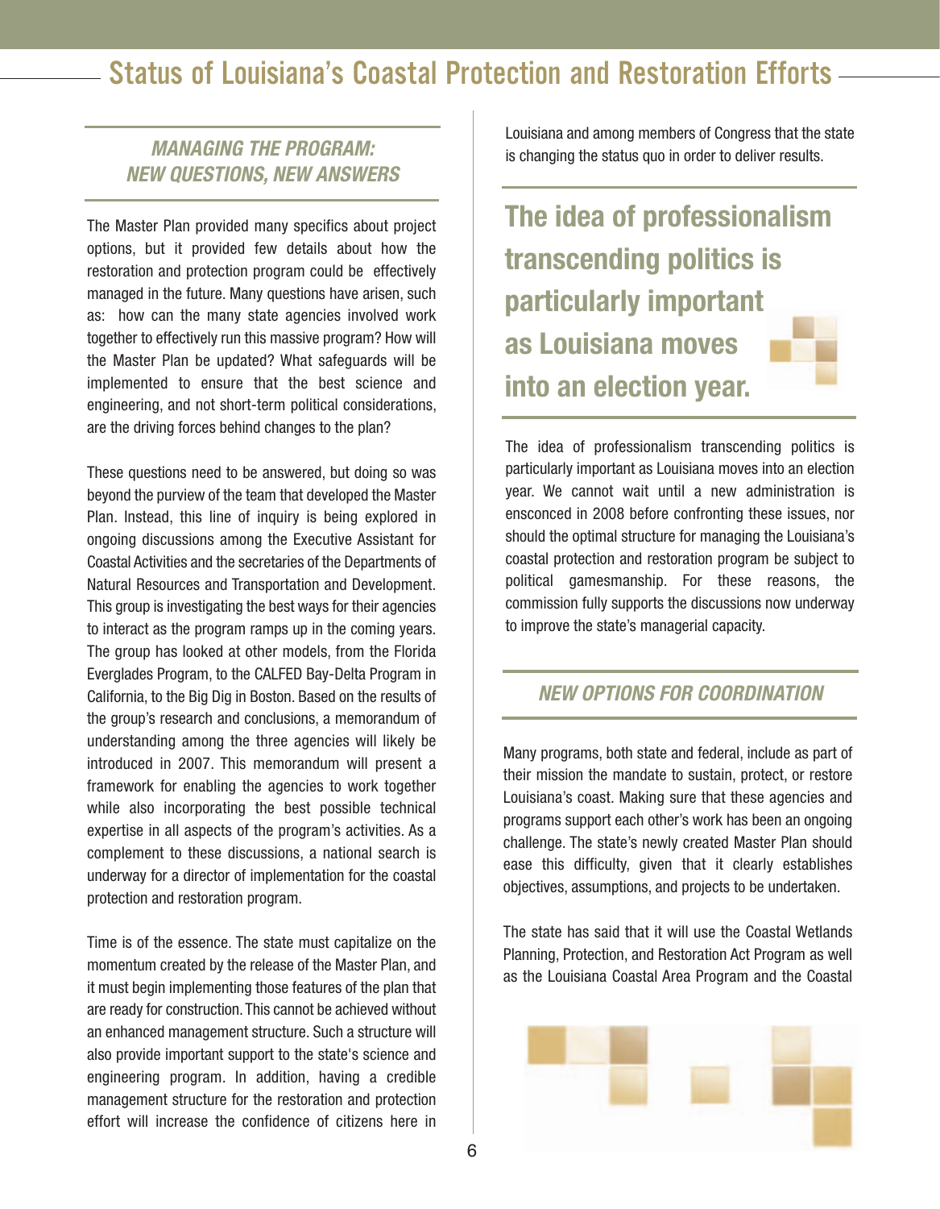### *MANAGING THE PROGRAM: NEW QUESTIONS, NEW ANSWERS*

The Master Plan provided many specifics about project options, but it provided few details about how the restoration and protection program could be effectively managed in the future. Many questions have arisen, such as: how can the many state agencies involved work together to effectively run this massive program? How will the Master Plan be updated? What safeguards will be implemented to ensure that the best science and engineering, and not short-term political considerations, are the driving forces behind changes to the plan?

These questions need to be answered, but doing so was beyond the purview of the team that developed the Master Plan. Instead, this line of inquiry is being explored in ongoing discussions among the Executive Assistant for Coastal Activities and the secretaries of the Departments of Natural Resources and Transportation and Development. This group is investigating the best ways for their agencies to interact as the program ramps up in the coming years. The group has looked at other models, from the Florida Everglades Program, to the CALFED Bay-Delta Program in California, to the Big Dig in Boston. Based on the results of the group's research and conclusions, a memorandum of understanding among the three agencies will likely be introduced in 2007. This memorandum will present a framework for enabling the agencies to work together while also incorporating the best possible technical expertise in all aspects of the program's activities. As a complement to these discussions, a national search is underway for a director of implementation for the coastal protection and restoration program.

Time is of the essence. The state must capitalize on the momentum created by the release of the Master Plan, and it must begin implementing those features of the plan that are ready for construction. This cannot be achieved without an enhanced management structure. Such a structure will also provide important support to the state's science and engineering program. In addition, having a credible management structure for the restoration and protection effort will increase the confidence of citizens here in Louisiana and among members of Congress that the state is changing the status quo in order to deliver results.

**The idea of professionalism transcending politics is particularly important as Louisiana moves into an election year.**

The idea of professionalism transcending politics is particularly important as Louisiana moves into an election year. We cannot wait until a new administration is ensconced in 2008 before confronting these issues, nor should the optimal structure for managing the Louisiana's coastal protection and restoration program be subject to political gamesmanship. For these reasons, the commission fully supports the discussions now underway to improve the state's managerial capacity.

### *NEW OPTIONS FOR COORDINATION*

Many programs, both state and federal, include as part of their mission the mandate to sustain, protect, or restore Louisiana's coast. Making sure that these agencies and programs support each other's work has been an ongoing challenge. The state's newly created Master Plan should ease this difficulty, given that it clearly establishes objectives, assumptions, and projects to be undertaken.

The state has said that it will use the Coastal Wetlands Planning, Protection, and Restoration Act Program as well as the Louisiana Coastal Area Program and the Coastal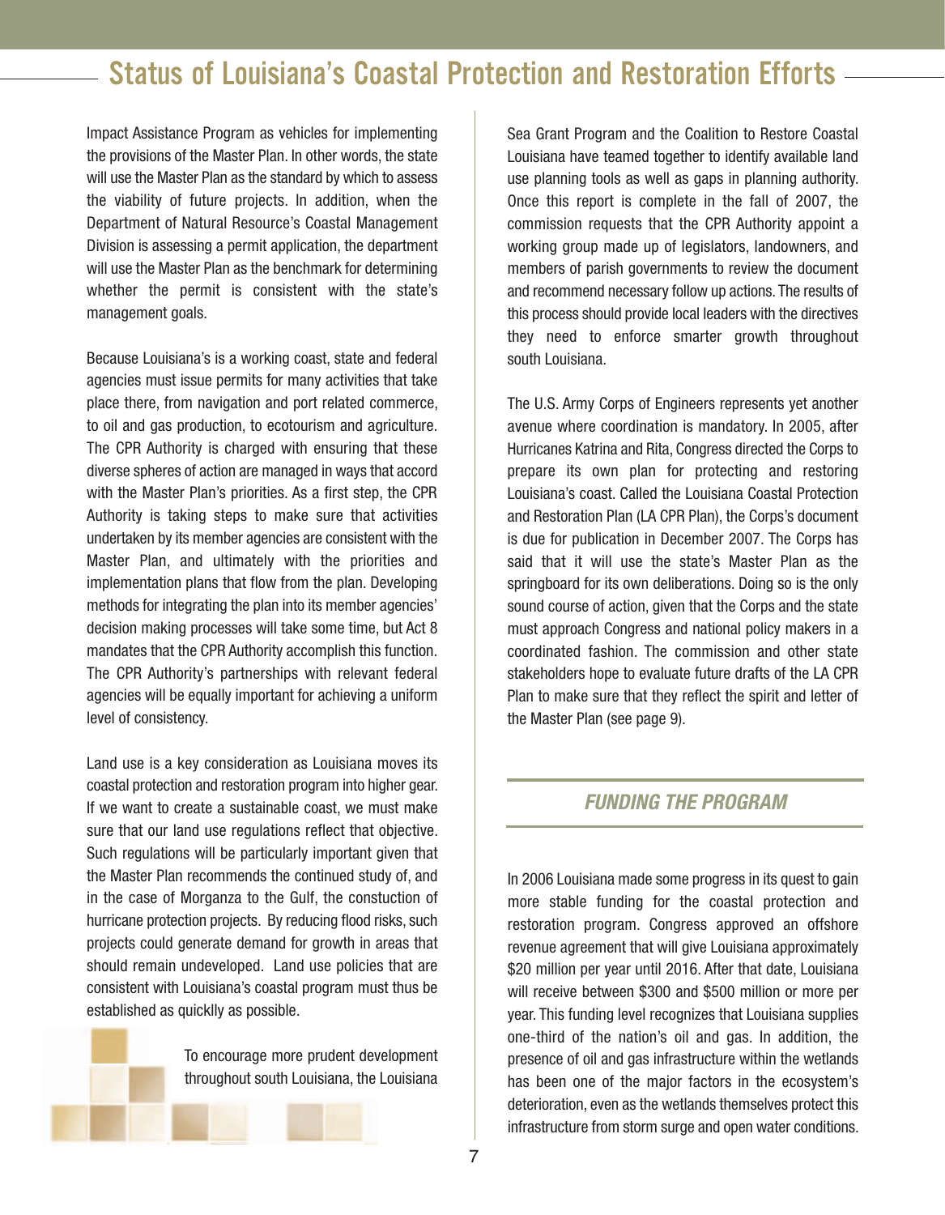Impact Assistance Program as vehicles for implementing the provisions of the Master Plan. In other words, the state will use the Master Plan as the standard by which to assess the viability of future projects. In addition, when the Department of Natural Resource's Coastal Management Division is assessing a permit application, the department will use the Master Plan as the benchmark for determining whether the permit is consistent with the state's management goals.

Because Louisiana's is a working coast, state and federal agencies must issue permits for many activities that take place there, from navigation and port related commerce, to oil and gas production, to ecotourism and agriculture. The CPR Authority is charged with ensuring that these diverse spheres of action are managed in ways that accord with the Master Plan's priorities. As a first step, the CPR Authority is taking steps to make sure that activities undertaken by its member agencies are consistent with the Master Plan, and ultimately with the priorities and implementation plans that flow from the plan. Developing methods for integrating the plan into its member agencies' decision making processes will take some time, but Act 8 mandates that the CPR Authority accomplish this function. The CPR Authority's partnerships with relevant federal agencies will be equally important for achieving a uniform level of consistency.

Land use is a key consideration as Louisiana moves its coastal protection and restoration program into higher gear. If we want to create a sustainable coast, we must make sure that our land use regulations reflect that objective. Such regulations will be particularly important given that the Master Plan recommends the continued study of, and in the case of Morganza to the Gulf, the constuction of hurricane protection projects. By reducing flood risks, such projects could generate demand for growth in areas that should remain undeveloped. Land use policies that are consistent with Louisiana's coastal program must thus be established as quicklly as possible.

To encourage more prudent development throughout south Louisiana, the Louisiana Sea Grant Program and the Coalition to Restore Coastal Louisiana have teamed together to identify available land use planning tools as well as gaps in planning authority. Once this report is complete in the fall of 2007, the commission requests that the CPR Authority appoint a working group made up of legislators, landowners, and members of parish governments to review the document and recommend necessary follow up actions. The results of this process should provide local leaders with the directives they need to enforce smarter growth throughout south Louisiana.

The U.S. Army Corps of Engineers represents yet another avenue where coordination is mandatory. In 2005, after Hurricanes Katrina and Rita, Congress directed the Corps to prepare its own plan for protecting and restoring Louisiana's coast. Called the Louisiana Coastal Protection and Restoration Plan (LA CPR Plan), the Corps's document is due for publication in December 2007. The Corps has said that it will use the state's Master Plan as the springboard for its own deliberations. Doing so is the only sound course of action, given that the Corps and the state must approach Congress and national policy makers in a coordinated fashion. The commission and other state stakeholders hope to evaluate future drafts of the LA CPR Plan to make sure that they reflect the spirit and letter of the Master Plan (see page 9).

## *FUNDING THE PROGRAM*

In 2006 Louisiana made some progress in its quest to gain more stable funding for the coastal protection and restoration program. Congress approved an offshore revenue agreement that will give Louisiana approximately \$20 million per year until 2016. After that date, Louisiana will receive between \$300 and \$500 million or more per year. This funding level recognizes that Louisiana supplies one-third of the nation's oil and gas. In addition, the presence of oil and gas infrastructure within the wetlands has been one of the major factors in the ecosystem's deterioration, even as the wetlands themselves protect this infrastructure from storm surge and open water conditions.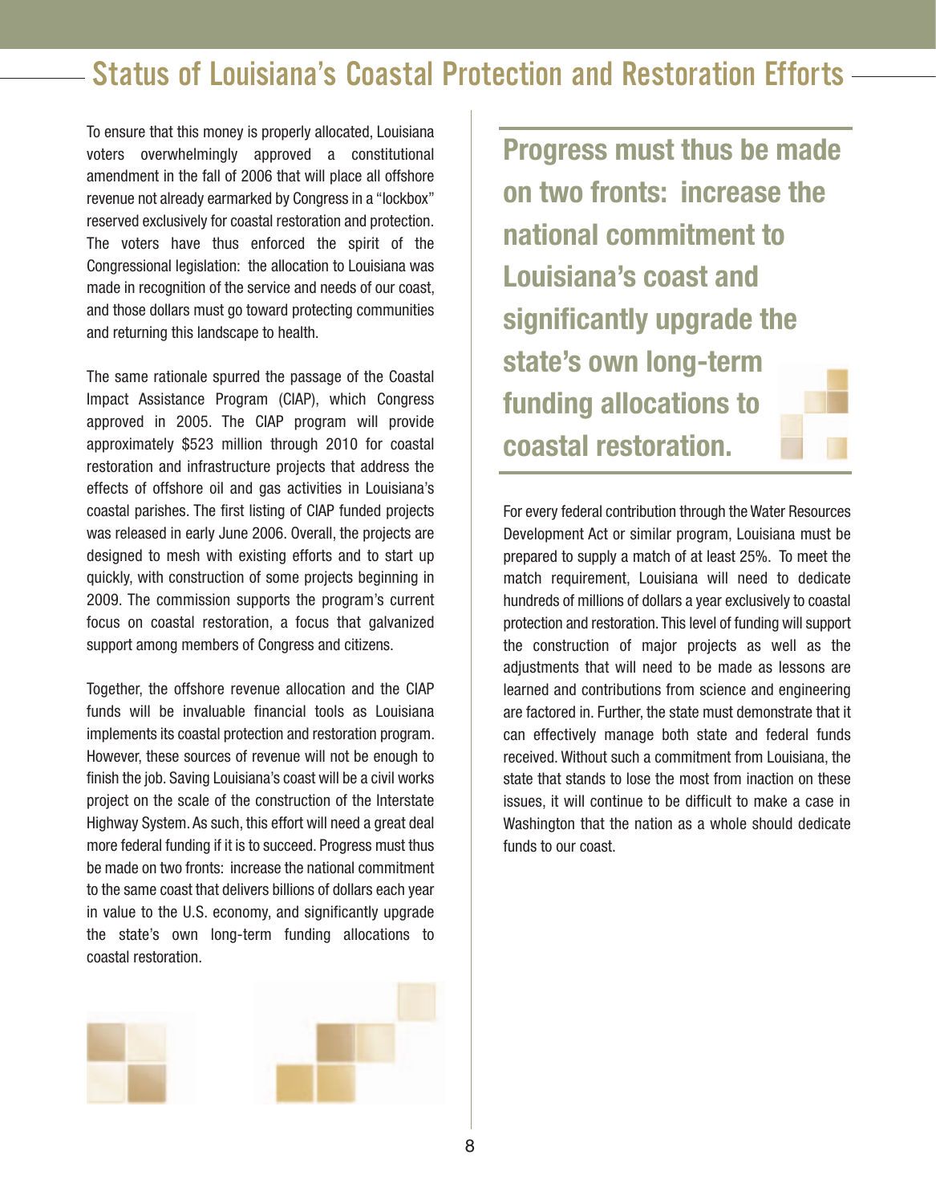## Status of Louisiana's Coastal Protection and Restoration Efforts

To ensure that this money is properly allocated, Louisiana voters overwhelmingly approved a constitutional amendment in the fall of 2006 that will place all offshore revenue not already earmarked by Congress in a "lockbox" reserved exclusively for coastal restoration and protection. The voters have thus enforced the spirit of the Congressional legislation: the allocation to Louisiana was made in recognition of the service and needs of our coast, and those dollars must go toward protecting communities and returning this landscape to health.

The same rationale spurred the passage of the Coastal Impact Assistance Program (CIAP), which Congress approved in 2005. The CIAP program will provide approximately $523 million through 2010 for coastal restoration and infrastructure projects that address the effects of offshore oil and gas activities in Louisiana's coastal parishes. The first listing of CIAP funded projects was released in early June 2006. Overall, the projects are designed to mesh with existing efforts and to start up quickly, with construction of some projects beginning in 2009. The commission supports the program's current focus on coastal restoration, a focus that galvanized support among members of Congress and citizens.

Together, the offshore revenue allocation and the CIAP funds will be invaluable financial tools as Louisiana implements its coastal protection and restoration program. However, these sources of revenue will not be enough to finish the job. Saving Louisiana's coast will be a civil works project on the scale of the construction of the Interstate Highway System. As such, this effort will need a great deal more federal funding if it is to succeed. Progress must thus be made on two fronts: increase the national commitment to the same coast that delivers billions of dollars each year in value to the U.S. economy, and significantly upgrade the state's own long-term funding allocations to coastal restoration.

**Progress must thus be made on two fronts: increase the national commitment to Louisiana's coast and significantly upgrade the state's own long-term funding allocations to coastal restoration.**

For every federal contribution through the Water Resources Development Act or similar program, Louisiana must be prepared to supply a match of at least 25%. To meet the match requirement, Louisiana will need to dedicate hundreds of millions of dollars a year exclusively to coastal protection and restoration. This level of funding will support the construction of major projects as well as the adjustments that will need to be made as lessons are learned and contributions from science and engineering are factored in. Further, the state must demonstrate that it can effectively manage both state and federal funds received. Without such a commitment from Louisiana, the state that stands to lose the most from inaction on these issues, it will continue to be difficult to make a case in Washington that the nation as a whole should dedicate funds to our coast.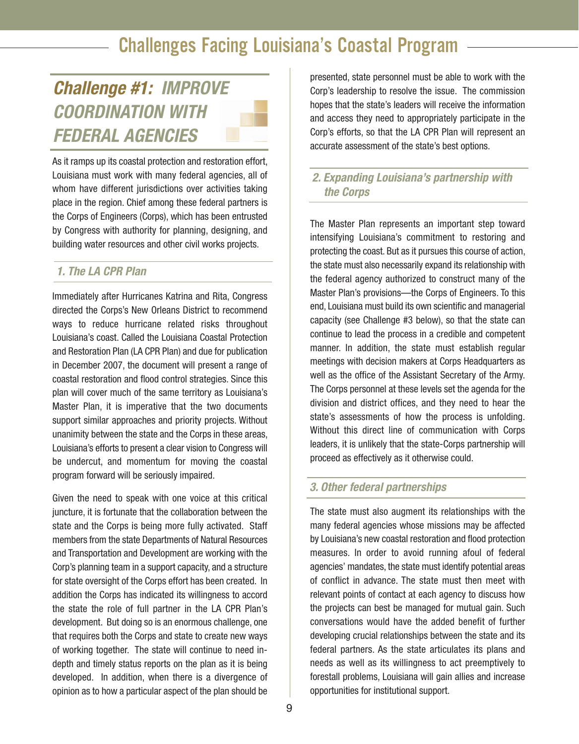# Challenges Facing Louisiana's Coastal Program

## *Challenge #1: IMPROVE COORDINATION WITH FEDERAL AGENCIES*

As it ramps up its coastal protection and restoration effort, Louisiana must work with many federal agencies, all of whom have different jurisdictions over activities taking place in the region. Chief among these federal partners is the Corps of Engineers (Corps), which has been entrusted by Congress with authority for planning, designing, and building water resources and other civil works projects.

### *1. The LA CPR Plan*

Immediately after Hurricanes Katrina and Rita, Congress directed the Corps's New Orleans District to recommend ways to reduce hurricane related risks throughout Louisiana's coast. Called the Louisiana Coastal Protection and Restoration Plan (LA CPR Plan) and due for publication in December 2007, the document will present a range of coastal restoration and flood control strategies. Since this plan will cover much of the same territory as Louisiana's Master Plan, it is imperative that the two documents support similar approaches and priority projects. Without unanimity between the state and the Corps in these areas, Louisiana's efforts to present a clear vision to Congress will be undercut, and momentum for moving the coastal program forward will be seriously impaired.

Given the need to speak with one voice at this critical juncture, it is fortunate that the collaboration between the state and the Corps is being more fully activated. Staff members from the state Departments of Natural Resources and Transportation and Development are working with the Corp's planning team in a support capacity, and a structure for state oversight of the Corps effort has been created. In addition the Corps has indicated its willingness to accord the state the role of full partner in the LA CPR Plan's development. But doing so is an enormous challenge, one that requires both the Corps and state to create new ways of working together. The state will continue to need in-depth and timely status reports on the plan as it is being developed. In addition, when there is a divergence of opinion as to how a particular aspect of the plan should be presented, state personnel must be able to work with the Corp's leadership to resolve the issue. The commission hopes that the state's leaders will receive the information and access they need to appropriately participate in the Corp's efforts, so that the LA CPR Plan will represent an accurate assessment of the state's best options.

### *2. Expanding Louisiana's partnership with the Corps*

The Master Plan represents an important step toward intensifying Louisiana's commitment to restoring and protecting the coast. But as it pursues this course of action, the state must also necessarily expand its relationship with the federal agency authorized to construct many of the Master Plan's provisions—the Corps of Engineers. To this end, Louisiana must build its own scientific and managerial capacity (see Challenge #3 below), so that the state can continue to lead the process in a credible and competent manner. In addition, the state must establish regular meetings with decision makers at Corps Headquarters as well as the office of the Assistant Secretary of the Army. The Corps personnel at these levels set the agenda for the division and district offices, and they need to hear the state's assessments of how the process is unfolding. Without this direct line of communication with Corps leaders, it is unlikely that the state-Corps partnership will proceed as effectively as it otherwise could.

### *3. Other federal partnerships*

The state must also augment its relationships with the many federal agencies whose missions may be affected by Louisiana's new coastal restoration and flood protection measures. In order to avoid running afoul of federal agencies' mandates, the state must identify potential areas of conflict in advance. The state must then meet with relevant points of contact at each agency to discuss how the projects can best be managed for mutual gain. Such conversations would have the added benefit of further developing crucial relationships between the state and its federal partners. As the state articulates its plans and needs as well as its willingness to act preemptively to forestall problems, Louisiana will gain allies and increase opportunities for institutional support.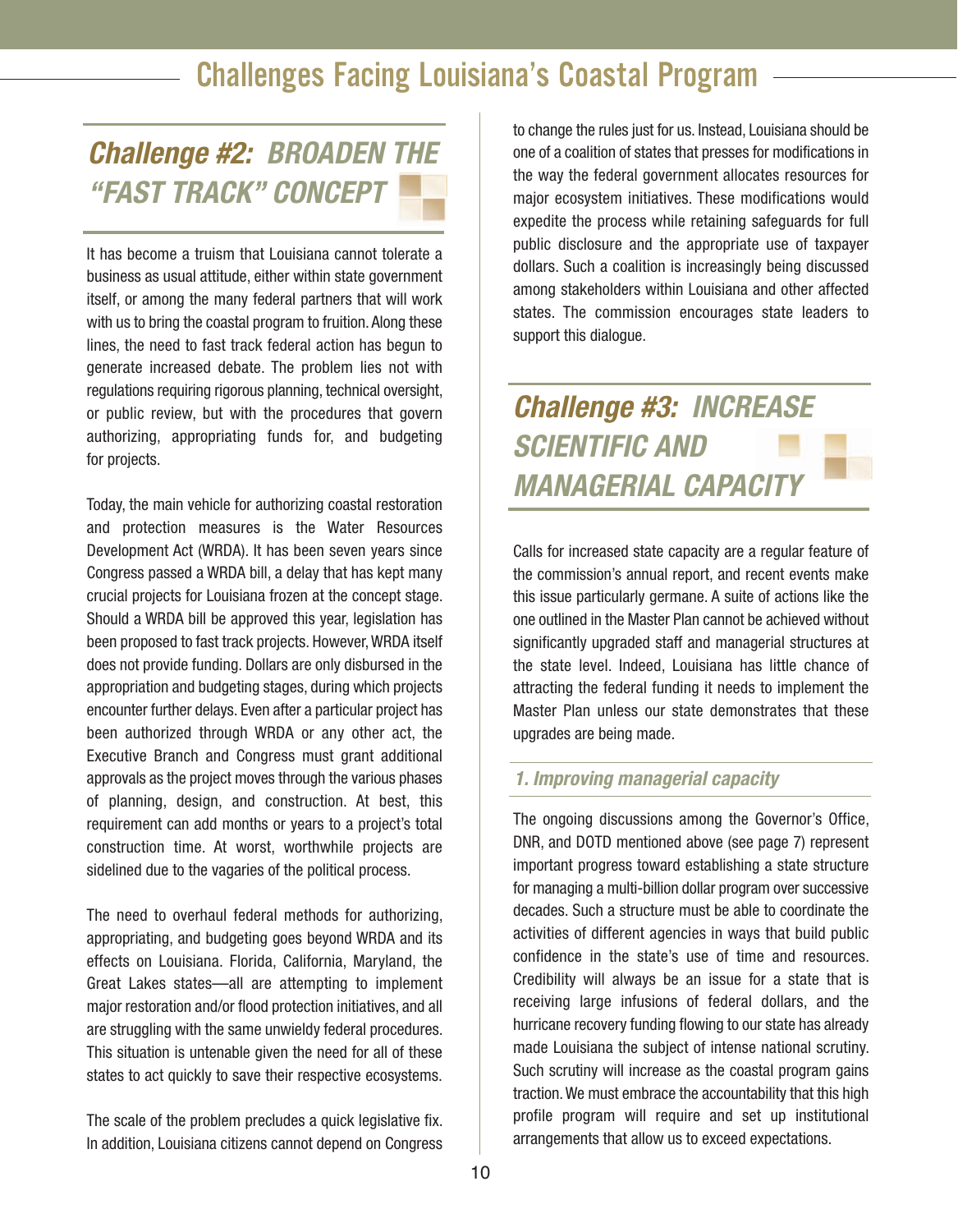## Challenge #2: BROADEN THE "FAST TRACK" CONCEPT

It has become a truism that Louisiana cannot tolerate a business as usual attitude, either within state government itself, or among the many federal partners that will work with us to bring the coastal program to fruition. Along these lines, the need to fast track federal action has begun to generate increased debate. The problem lies not with regulations requiring rigorous planning, technical oversight, or public review, but with the procedures that govern authorizing, appropriating funds for, and budgeting for projects.

Today, the main vehicle for authorizing coastal restoration and protection measures is the Water Resources Development Act (WRDA). It has been seven years since Congress passed a WRDA bill, a delay that has kept many crucial projects for Louisiana frozen at the concept stage. Should a WRDA bill be approved this year, legislation has been proposed to fast track projects. However, WRDA itself does not provide funding. Dollars are only disbursed in the appropriation and budgeting stages, during which projects encounter further delays. Even after a particular project has been authorized through WRDA or any other act, the Executive Branch and Congress must grant additional approvals as the project moves through the various phases of planning, design, and construction. At best, this requirement can add months or years to a project's total construction time. At worst, worthwhile projects are sidelined due to the vagaries of the political process.

The need to overhaul federal methods for authorizing, appropriating, and budgeting goes beyond WRDA and its effects on Louisiana. Florida, California, Maryland, the Great Lakes states—all are attempting to implement major restoration and/or flood protection initiatives, and all are struggling with the same unwieldy federal procedures. This situation is untenable given the need for all of these states to act quickly to save their respective ecosystems.

The scale of the problem precludes a quick legislative fix. In addition, Louisiana citizens cannot depend on Congress to change the rules just for us. Instead, Louisiana should be one of a coalition of states that presses for modifications in the way the federal government allocates resources for major ecosystem initiatives. These modifications would expedite the process while retaining safeguards for full public disclosure and the appropriate use of taxpayer dollars. Such a coalition is increasingly being discussed among stakeholders within Louisiana and other affected states. The commission encourages state leaders to support this dialogue.

## Challenge #3: INCREASE SCIENTIFIC AND MANAGERIAL CAPACITY

Calls for increased state capacity are a regular feature of the commission's annual report, and recent events make this issue particularly germane. A suite of actions like the one outlined in the Master Plan cannot be achieved without significantly upgraded staff and managerial structures at the state level. Indeed, Louisiana has little chance of attracting the federal funding it needs to implement the Master Plan unless our state demonstrates that these upgrades are being made.

### *1. Improving managerial capacity*

The ongoing discussions among the Governor's Office, DNR, and DOTD mentioned above (see page 7) represent important progress toward establishing a state structure for managing a multi-billion dollar program over successive decades. Such a structure must be able to coordinate the activities of different agencies in ways that build public confidence in the state's use of time and resources. Credibility will always be an issue for a state that is receiving large infusions of federal dollars, and the hurricane recovery funding flowing to our state has already made Louisiana the subject of intense national scrutiny. Such scrutiny will increase as the coastal program gains traction. We must embrace the accountability that this high profile program will require and set up institutional arrangements that allow us to exceed expectations.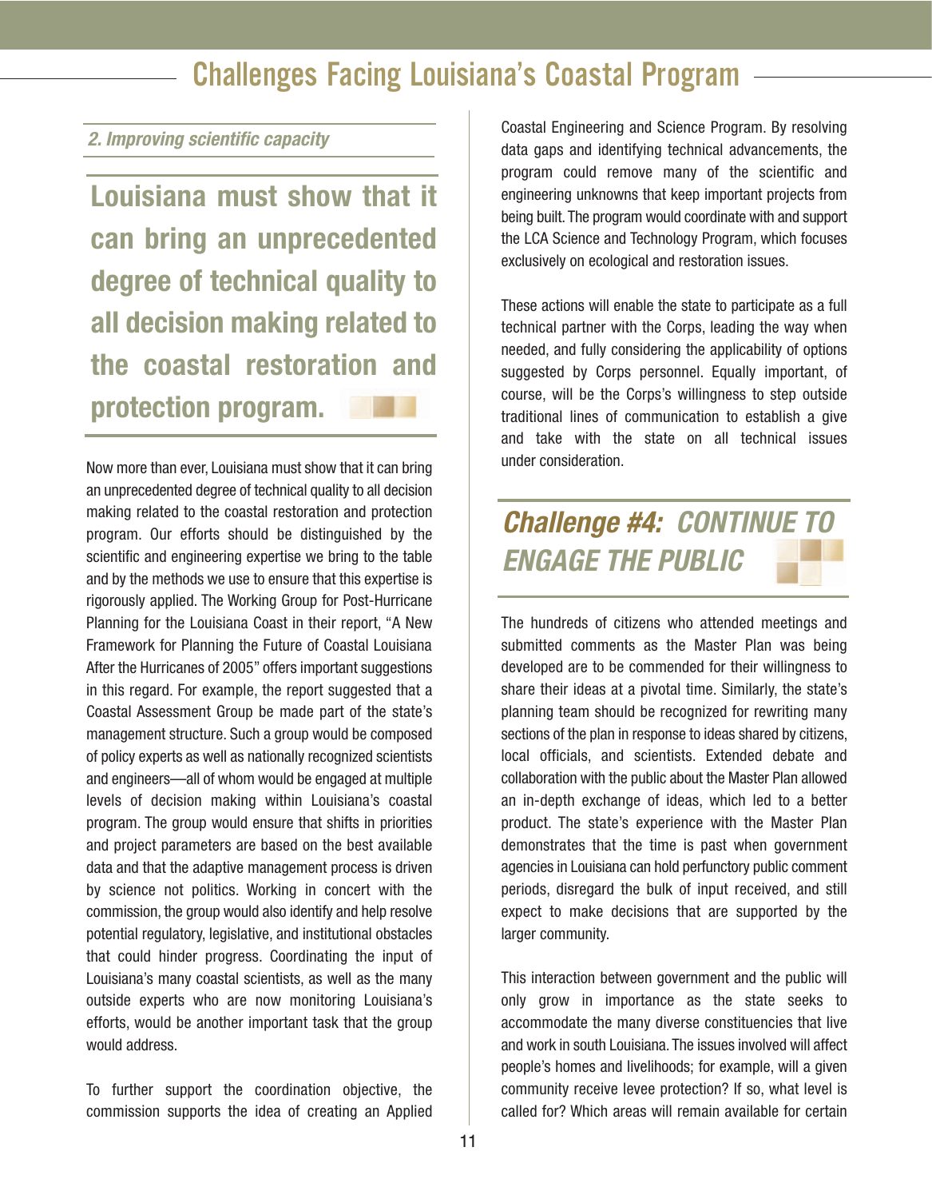*2. Improving scientific capacity*

**Louisiana must show that it can bring an unprecedented degree of technical quality to all decision making related to the coastal restoration and protection program.**

Now more than ever, Louisiana must show that it can bring an unprecedented degree of technical quality to all decision making related to the coastal restoration and protection program. Our efforts should be distinguished by the scientific and engineering expertise we bring to the table and by the methods we use to ensure that this expertise is rigorously applied. The Working Group for Post-Hurricane Planning for the Louisiana Coast in their report, "A New Framework for Planning the Future of Coastal Louisiana After the Hurricanes of 2005" offers important suggestions in this regard. For example, the report suggested that a Coastal Assessment Group be made part of the state's management structure. Such a group would be composed of policy experts as well as nationally recognized scientists and engineers—all of whom would be engaged at multiple levels of decision making within Louisiana's coastal program. The group would ensure that shifts in priorities and project parameters are based on the best available data and that the adaptive management process is driven by science not politics. Working in concert with the commission, the group would also identify and help resolve potential regulatory, legislative, and institutional obstacles that could hinder progress. Coordinating the input of Louisiana's many coastal scientists, as well as the many outside experts who are now monitoring Louisiana's efforts, would be another important task that the group would address.

To further support the coordination objective, the commission supports the idea of creating an Applied Coastal Engineering and Science Program. By resolving data gaps and identifying technical advancements, the program could remove many of the scientific and engineering unknowns that keep important projects from being built. The program would coordinate with and support the LCA Science and Technology Program, which focuses exclusively on ecological and restoration issues.

These actions will enable the state to participate as a full technical partner with the Corps, leading the way when needed, and fully considering the applicability of options suggested by Corps personnel. Equally important, of course, will be the Corps's willingness to step outside traditional lines of communication to establish a give and take with the state on all technical issues under consideration.

## *Challenge #4: CONTINUE TO ENGAGE THE PUBLIC*

The hundreds of citizens who attended meetings and submitted comments as the Master Plan was being developed are to be commended for their willingness to share their ideas at a pivotal time. Similarly, the state's planning team should be recognized for rewriting many sections of the plan in response to ideas shared by citizens, local officials, and scientists. Extended debate and collaboration with the public about the Master Plan allowed an in-depth exchange of ideas, which led to a better product. The state's experience with the Master Plan demonstrates that the time is past when government agencies in Louisiana can hold perfunctory public comment periods, disregard the bulk of input received, and still expect to make decisions that are supported by the larger community.

This interaction between government and the public will only grow in importance as the state seeks to accommodate the many diverse constituencies that live and work in south Louisiana. The issues involved will affect people's homes and livelihoods; for example, will a given community receive levee protection? If so, what level is called for? Which areas will remain available for certain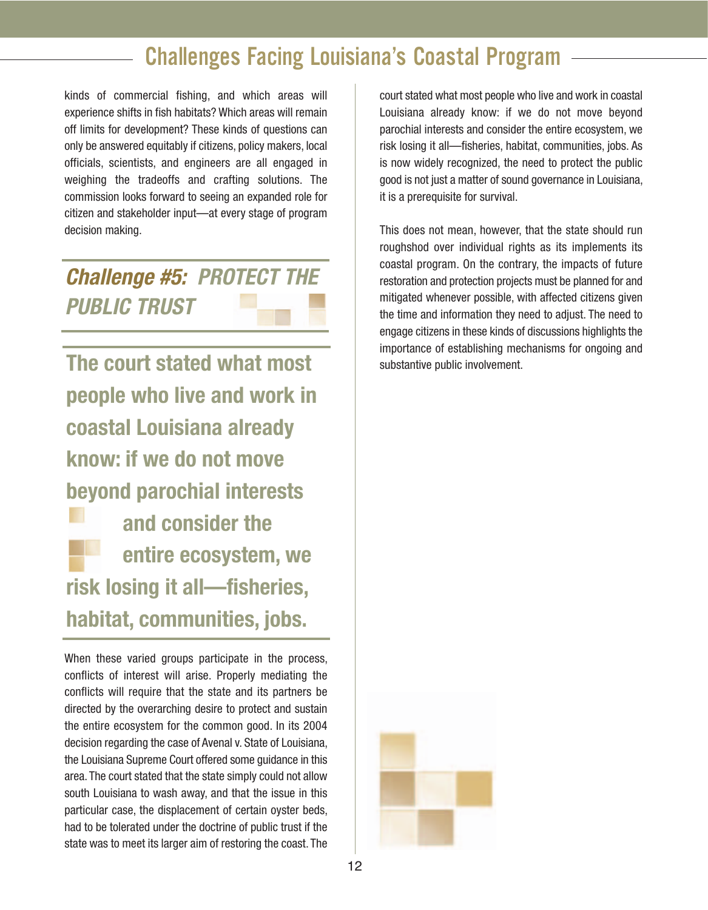kinds of commercial fishing, and which areas will experience shifts in fish habitats? Which areas will remain off limits for development? These kinds of questions can only be answered equitably if citizens, policy makers, local officials, scientists, and engineers are all engaged in weighing the tradeoffs and crafting solutions. The commission looks forward to seeing an expanded role for citizen and stakeholder input—at every stage of program decision making.

## *Challenge #5: PROTECT THE PUBLIC TRUST*

**The court stated what most people who live and work in coastal Louisiana already know: if we do not move beyond parochial interests and consider the entire ecosystem, we risk losing it all—fisheries, habitat, communities, jobs.**

When these varied groups participate in the process, conflicts of interest will arise. Properly mediating the conflicts will require that the state and its partners be directed by the overarching desire to protect and sustain the entire ecosystem for the common good. In its 2004 decision regarding the case of Avenal v. State of Louisiana, the Louisiana Supreme Court offered some guidance in this area. The court stated that the state simply could not allow south Louisiana to wash away, and that the issue in this particular case, the displacement of certain oyster beds, had to be tolerated under the doctrine of public trust if the state was to meet its larger aim of restoring the coast. The court stated what most people who live and work in coastal Louisiana already know: if we do not move beyond parochial interests and consider the entire ecosystem, we risk losing it all—fisheries, habitat, communities, jobs. As is now widely recognized, the need to protect the public good is not just a matter of sound governance in Louisiana, it is a prerequisite for survival.

This does not mean, however, that the state should run roughshod over individual rights as its implements its coastal program. On the contrary, the impacts of future restoration and protection projects must be planned for and mitigated whenever possible, with affected citizens given the time and information they need to adjust. The need to engage citizens in these kinds of discussions highlights the importance of establishing mechanisms for ongoing and substantive public involvement.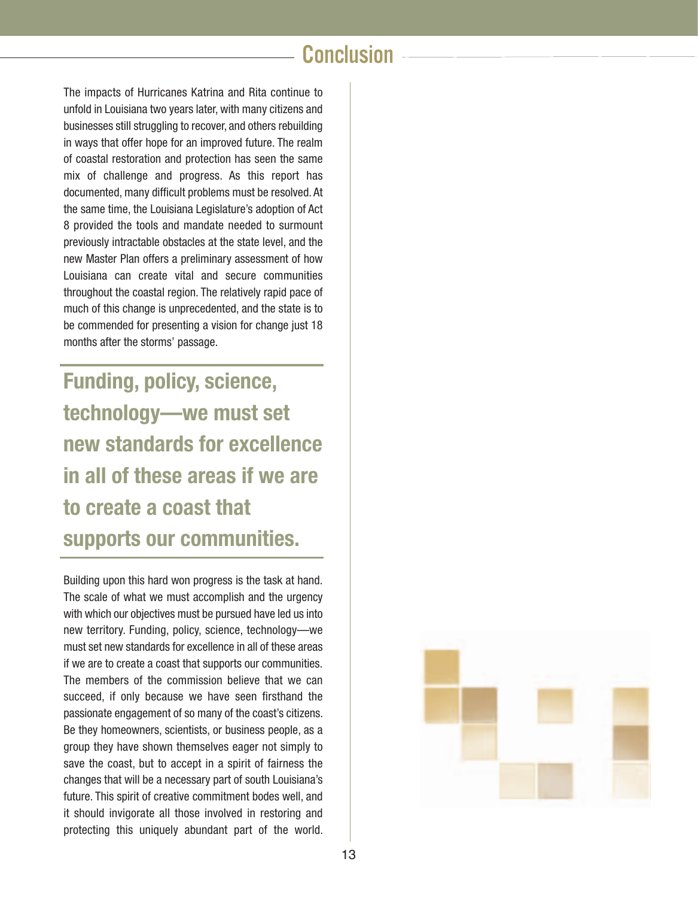## Conclusion

The impacts of Hurricanes Katrina and Rita continue to unfold in Louisiana two years later, with many citizens and businesses still struggling to recover, and others rebuilding in ways that offer hope for an improved future. The realm of coastal restoration and protection has seen the same mix of challenge and progress. As this report has documented, many difficult problems must be resolved. At the same time, the Louisiana Legislature's adoption of Act 8 provided the tools and mandate needed to surmount previously intractable obstacles at the state level, and the new Master Plan offers a preliminary assessment of how Louisiana can create vital and secure communities throughout the coastal region. The relatively rapid pace of much of this change is unprecedented, and the state is to be commended for presenting a vision for change just 18 months after the storms' passage.

**Funding, policy, science, technology—we must set new standards for excellence in all of these areas if we are to create a coast that supports our communities.**

Building upon this hard won progress is the task at hand. The scale of what we must accomplish and the urgency with which our objectives must be pursued have led us into new territory. Funding, policy, science, technology—we must set new standards for excellence in all of these areas if we are to create a coast that supports our communities. The members of the commission believe that we can succeed, if only because we have seen firsthand the passionate engagement of so many of the coast's citizens. Be they homeowners, scientists, or business people, as a group they have shown themselves eager not simply to save the coast, but to accept in a spirit of fairness the changes that will be a necessary part of south Louisiana's future. This spirit of creative commitment bodes well, and it should invigorate all those involved in restoring and protecting this uniquely abundant part of the world.